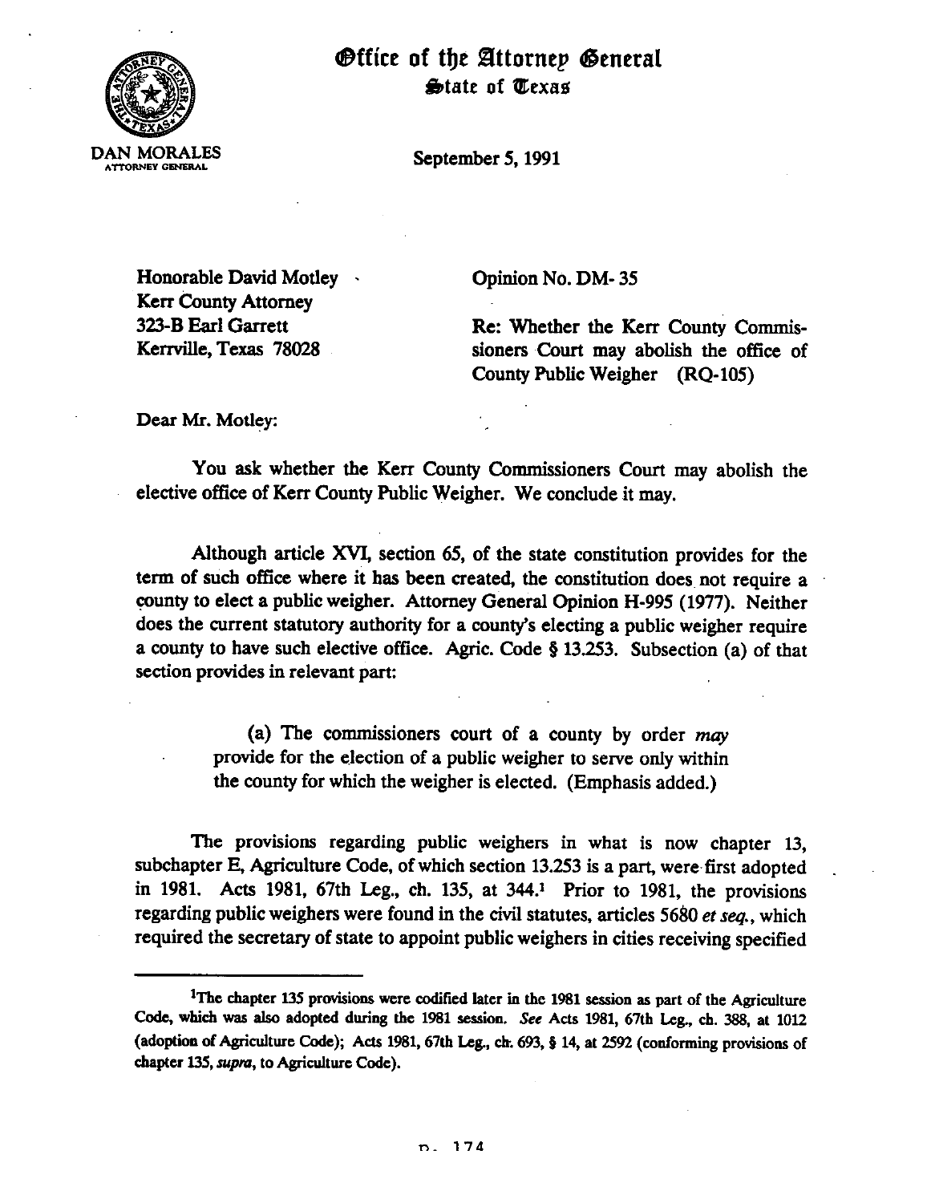# Office of the Attorney General
## State of Texas

DAN MORALES
ATTORNEY GENERAL

September 5, 1991

Honorable David Motley
Kerr County Attorney
323-B Earl Garrett
Kerrville, Texas 78028

Opinion No. DM- 35

Re: Whether the Kerr County Commissioners Court may abolish the office of County Public Weigher (RQ-105)

Dear Mr. Motley:

You ask whether the Kerr County Commissioners Court may abolish the elective office of Kerr County Public Weigher. We conclude it may.

Although article XVI, section 65, of the state constitution provides for the term of such office where it has been created, the constitution does not require a county to elect a public weigher. Attorney General Opinion H-995 (1977). Neither does the current statutory authority for a county's electing a public weigher require a county to have such elective office. Agric. Code § 13.253. Subsection (a) of that section provides in relevant part:

> (a) The commissioners court of a county by order *may* provide for the election of a public weigher to serve only within the county for which the weigher is elected. (Emphasis added.)

The provisions regarding public weighers in what is now chapter 13, subchapter E, Agriculture Code, of which section 13.253 is a part, were first adopted in 1981. Acts 1981, 67th Leg., ch. 135, at 344.[1] Prior to 1981, the provisions regarding public weighers were found in the civil statutes, articles 5680 *et seq.*, which required the secretary of state to appoint public weighers in cities receiving specified

---

[1]The chapter 135 provisions were codified later in the 1981 session as part of the Agriculture Code, which was also adopted during the 1981 session. *See* Acts 1981, 67th Leg., ch. 388, at 1012 (adoption of Agriculture Code); Acts 1981, 67th Leg., ch. 693, § 14, at 2592 (conforming provisions of chapter 135, *supra*, to Agriculture Code).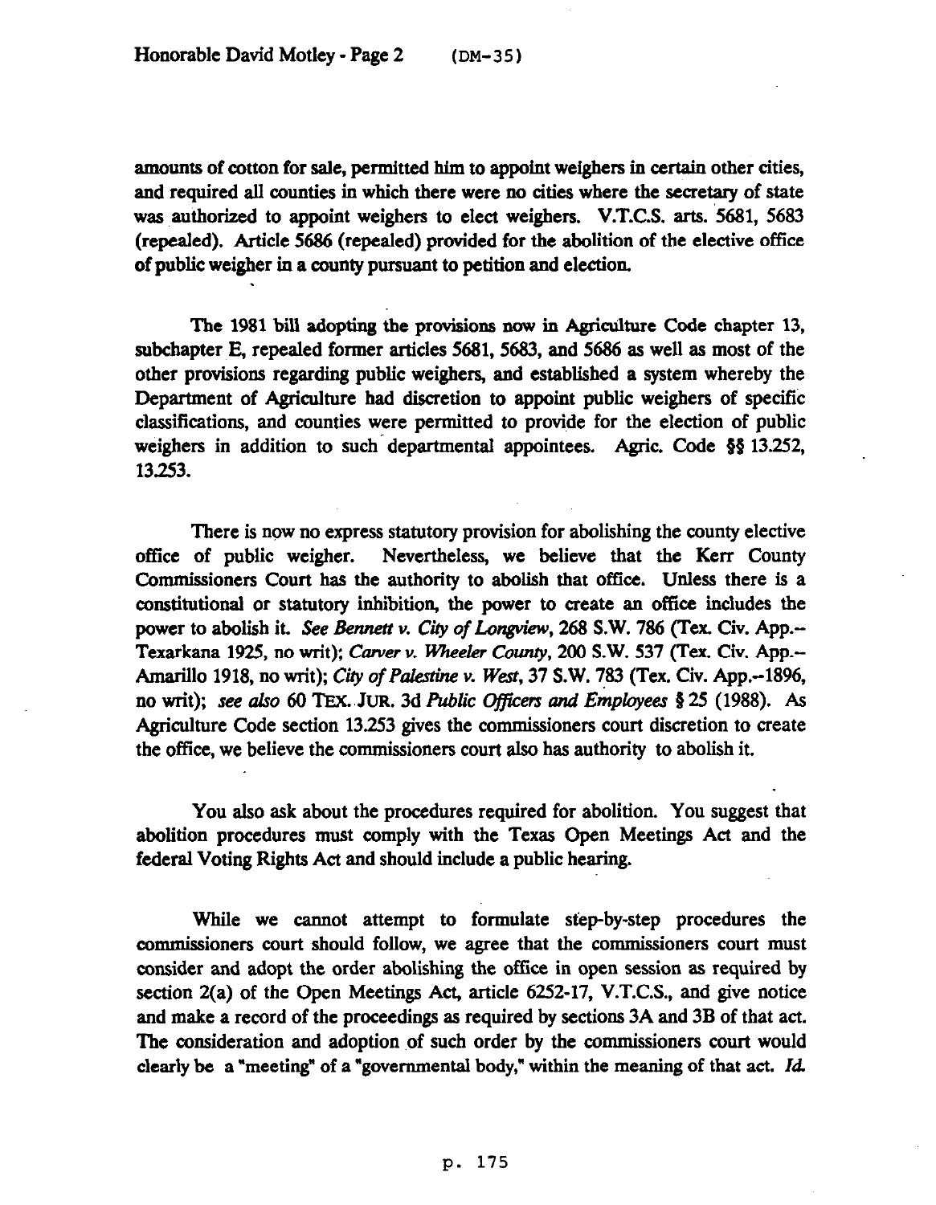amounts of cotton for sale, permitted him to appoint weighers in certain other cities, and required all counties in which there were no cities where the secretary of state was authorized to appoint weighers to elect weighers. V.T.C.S. arts. 5681, 5683 (repealed). Article 5686 (repealed) provided for the abolition of the elective office of public weigher in a county pursuant to petition and election.

The 1981 bill adopting the provisions now in Agriculture Code chapter 13, subchapter E, repealed former articles 5681, 5683, and 5686 as well as most of the other provisions regarding public weighers, and established a system whereby the Department of Agriculture had discretion to appoint public weighers of specific classifications, and counties were permitted to provide for the election of public weighers in addition to such departmental appointees. Agric. Code §§ 13.252, 13.253.

There is now no express statutory provision for abolishing the county elective office of public weigher. Nevertheless, we believe that the Kerr County Commissioners Court has the authority to abolish that office. Unless there is a constitutional or statutory inhibition, the power to create an office includes the power to abolish it. *See Bennett v. City of Longview*, 268 S.W. 786 (Tex. Civ. App.--Texarkana 1925, no writ); *Carver v. Wheeler County*, 200 S.W. 537 (Tex. Civ. App.--Amarillo 1918, no writ); *City of Palestine v. West*, 37 S.W. 783 (Tex. Civ. App.--1896, no writ); *see also* 60 TEX. JUR. 3d *Public Officers and Employees* § 25 (1988). As Agriculture Code section 13.253 gives the commissioners court discretion to create the office, we believe the commissioners court also has authority to abolish it.

You also ask about the procedures required for abolition. You suggest that abolition procedures must comply with the Texas Open Meetings Act and the federal Voting Rights Act and should include a public hearing.

While we cannot attempt to formulate step-by-step procedures the commissioners court should follow, we agree that the commissioners court must consider and adopt the order abolishing the office in open session as required by section 2(a) of the Open Meetings Act, article 6252-17, V.T.C.S., and give notice and make a record of the proceedings as required by sections 3A and 3B of that act. The consideration and adoption of such order by the commissioners court would clearly be a "meeting" of a "governmental body," within the meaning of that act. *Id.*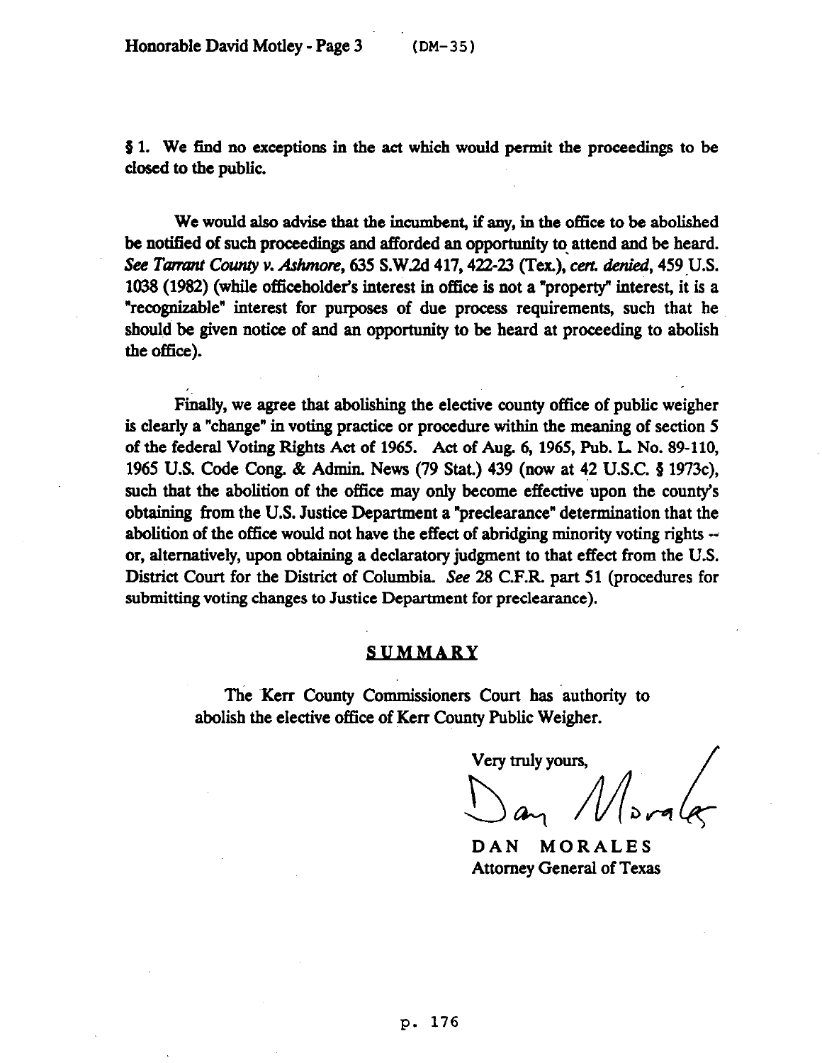§ 1. We find no exceptions in the act which would permit the proceedings to be closed to the public.

We would also advise that the incumbent, if any, in the office to be abolished be notified of such proceedings and afforded an opportunity to attend and be heard. *See Tarrant County v. Ashmore*, 635 S.W.2d 417, 422-23 (Tex.), *cert. denied*, 459 U.S. 1038 (1982) (while officeholder's interest in office is not a "property" interest, it is a "recognizable" interest for purposes of due process requirements, such that he should be given notice of and an opportunity to be heard at proceeding to abolish the office).

Finally, we agree that abolishing the elective county office of public weigher is clearly a "change" in voting practice or procedure within the meaning of section 5 of the federal Voting Rights Act of 1965. Act of Aug. 6, 1965, Pub. L. No. 89-110, 1965 U.S. Code Cong. & Admin. News (79 Stat.) 439 (now at 42 U.S.C. § 1973c), such that the abolition of the office may only become effective upon the county's obtaining from the U.S. Justice Department a "preclearance" determination that the abolition of the office would not have the effect of abridging minority voting rights -- or, alternatively, upon obtaining a declaratory judgment to that effect from the U.S. District Court for the District of Columbia. *See* 28 C.F.R. part 51 (procedures for submitting voting changes to Justice Department for preclearance).

## SUMMARY

The Kerr County Commissioners Court has authority to abolish the elective office of Kerr County Public Weigher.

Very truly yours,

Dan Morales

DAN MORALES
Attorney General of Texas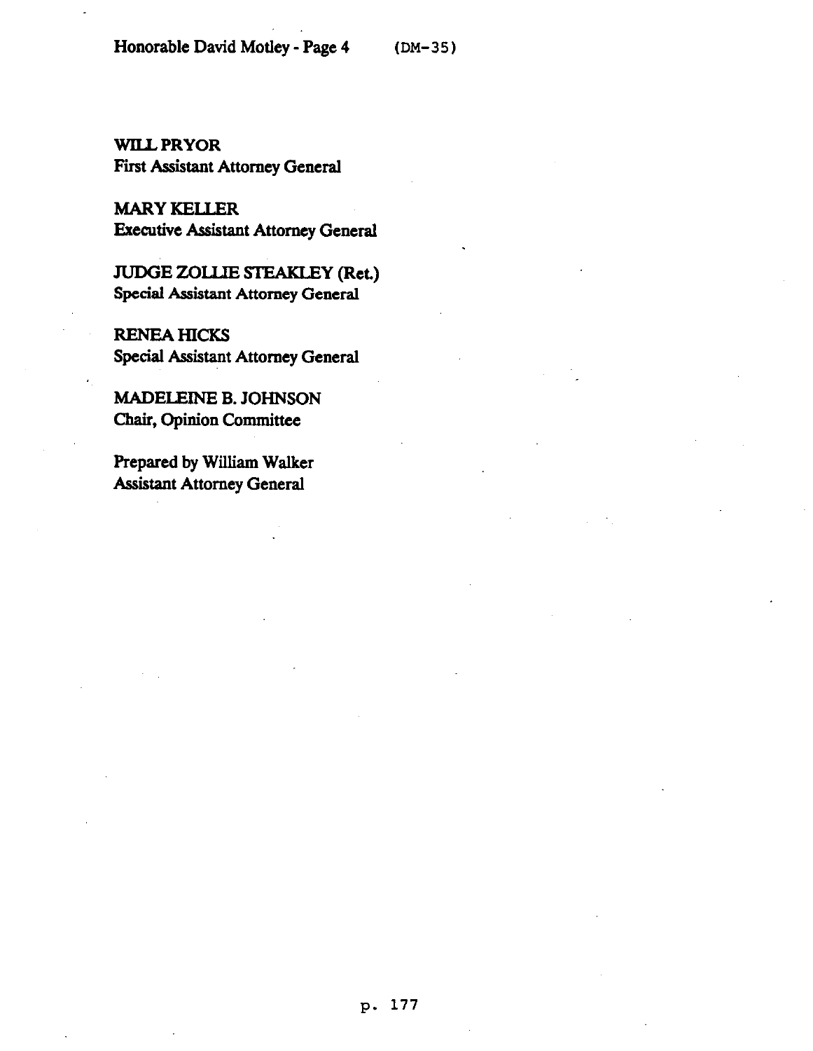**WILL PRYOR**
**First Assistant Attorney General**

**MARY KELLER**
**Executive Assistant Attorney General**

**JUDGE ZOLLIE STEAKLEY (Ret.)**
**Special Assistant Attorney General**

**RENEA HICKS**
**Special Assistant Attorney General**

**MADELEINE B. JOHNSON**
**Chair, Opinion Committee**

Prepared by William Walker
Assistant Attorney General